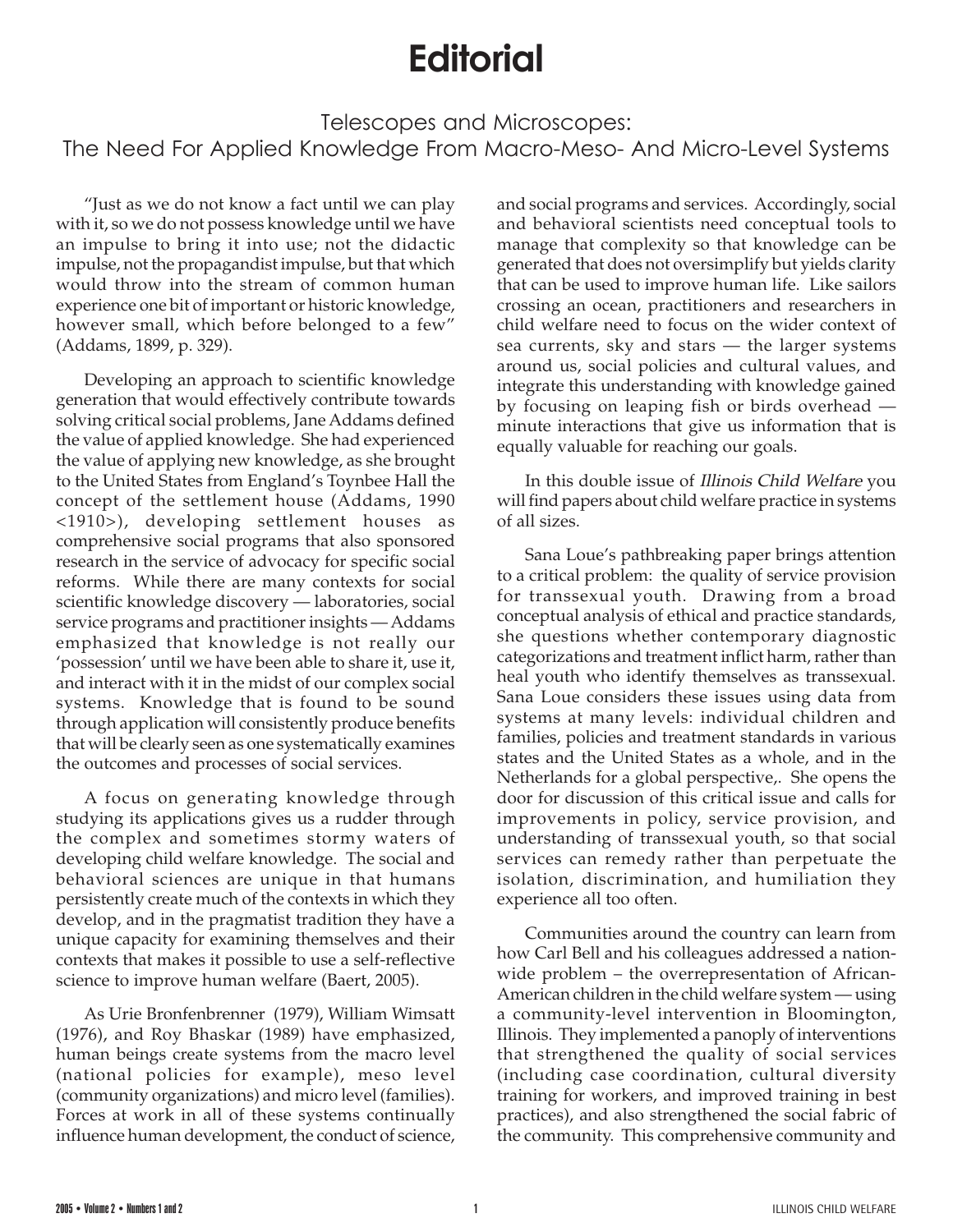# Editorial

## Telescopes and Microscopes: The Need For Applied Knowledge From Macro-Meso- And Micro-Level Systems

"Just as we do not know a fact until we can play with it, so we do not possess knowledge until we have an impulse to bring it into use; not the didactic impulse, not the propagandist impulse, but that which would throw into the stream of common human experience one bit of important or historic knowledge, however small, which before belonged to a few" (Addams, 1899, p. 329).

Developing an approach to scientific knowledge generation that would effectively contribute towards solving critical social problems, Jane Addams defined the value of applied knowledge. She had experienced the value of applying new knowledge, as she brought to the United States from England's Toynbee Hall the concept of the settlement house (Addams, 1990 <1910>), developing settlement houses as comprehensive social programs that also sponsored research in the service of advocacy for specific social reforms. While there are many contexts for social scientific knowledge discovery — laboratories, social service programs and practitioner insights — Addams emphasized that knowledge is not really our 'possession' until we have been able to share it, use it, and interact with it in the midst of our complex social systems. Knowledge that is found to be sound through application will consistently produce benefits that will be clearly seen as one systematically examines the outcomes and processes of social services.

A focus on generating knowledge through studying its applications gives us a rudder through the complex and sometimes stormy waters of developing child welfare knowledge. The social and behavioral sciences are unique in that humans persistently create much of the contexts in which they develop, and in the pragmatist tradition they have a unique capacity for examining themselves and their contexts that makes it possible to use a self-reflective science to improve human welfare (Baert, 2005).

As Urie Bronfenbrenner (1979), William Wimsatt (1976), and Roy Bhaskar (1989) have emphasized, human beings create systems from the macro level (national policies for example), meso level (community organizations) and micro level (families). Forces at work in all of these systems continually influence human development, the conduct of science, and social programs and services. Accordingly, social and behavioral scientists need conceptual tools to manage that complexity so that knowledge can be generated that does not oversimplify but yields clarity that can be used to improve human life. Like sailors crossing an ocean, practitioners and researchers in child welfare need to focus on the wider context of sea currents, sky and stars — the larger systems around us, social policies and cultural values, and integrate this understanding with knowledge gained by focusing on leaping fish or birds overhead — minute interactions that give us information that is equally valuable for reaching our goals.

In this double issue of *Illinois Child Welfare* you will find papers about child welfare practice in systems of all sizes.

Sana Loue's pathbreaking paper brings attention to a critical problem: the quality of service provision for transsexual youth. Drawing from a broad conceptual analysis of ethical and practice standards, she questions whether contemporary diagnostic categorizations and treatment inflict harm, rather than heal youth who identify themselves as transsexual. Sana Loue considers these issues using data from systems at many levels: individual children and families, policies and treatment standards in various states and the United States as a whole, and in the Netherlands for a global perspective,. She opens the door for discussion of this critical issue and calls for improvements in policy, service provision, and understanding of transsexual youth, so that social services can remedy rather than perpetuate the isolation, discrimination, and humiliation they experience all too often.

Communities around the country can learn from how Carl Bell and his colleagues addressed a nation-wide problem – the overrepresentation of African-American children in the child welfare system — using a community-level intervention in Bloomington, Illinois. They implemented a panoply of interventions that strengthened the quality of social services (including case coordination, cultural diversity training for workers, and improved training in best practices), and also strengthened the social fabric of the community. This comprehensive community and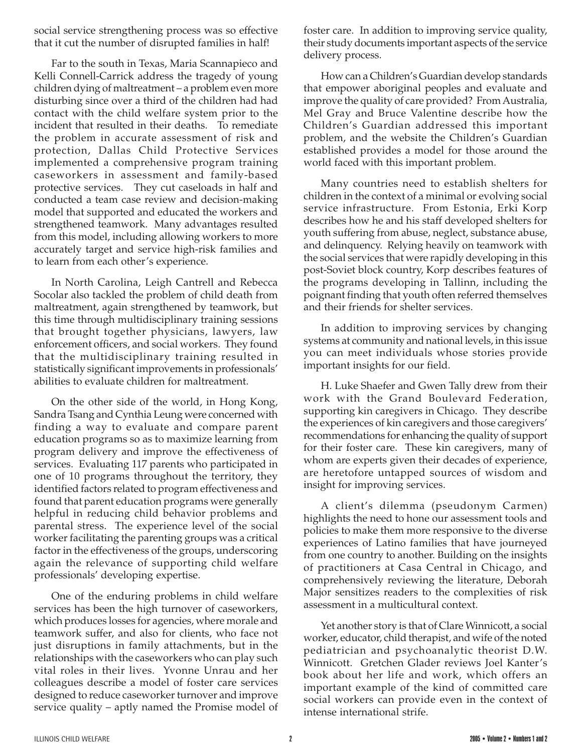social service strengthening process was so effective that it cut the number of disrupted families in half!

Far to the south in Texas, Maria Scannapieco and Kelli Connell-Carrick address the tragedy of young children dying of maltreatment – a problem even more disturbing since over a third of the children had had contact with the child welfare system prior to the incident that resulted in their deaths. To remediate the problem in accurate assessment of risk and protection, Dallas Child Protective Services implemented a comprehensive program training caseworkers in assessment and family-based protective services. They cut caseloads in half and conducted a team case review and decision-making model that supported and educated the workers and strengthened teamwork. Many advantages resulted from this model, including allowing workers to more accurately target and service high-risk families and to learn from each other's experience.

In North Carolina, Leigh Cantrell and Rebecca Socolar also tackled the problem of child death from maltreatment, again strengthened by teamwork, but this time through multidisciplinary training sessions that brought together physicians, lawyers, law enforcement officers, and social workers. They found that the multidisciplinary training resulted in statistically significant improvements in professionals' abilities to evaluate children for maltreatment.

On the other side of the world, in Hong Kong, Sandra Tsang and Cynthia Leung were concerned with finding a way to evaluate and compare parent education programs so as to maximize learning from program delivery and improve the effectiveness of services. Evaluating 117 parents who participated in one of 10 programs throughout the territory, they identified factors related to program effectiveness and found that parent education programs were generally helpful in reducing child behavior problems and parental stress. The experience level of the social worker facilitating the parenting groups was a critical factor in the effectiveness of the groups, underscoring again the relevance of supporting child welfare professionals' developing expertise.

One of the enduring problems in child welfare services has been the high turnover of caseworkers, which produces losses for agencies, where morale and teamwork suffer, and also for clients, who face not just disruptions in family attachments, but in the relationships with the caseworkers who can play such vital roles in their lives. Yvonne Unrau and her colleagues describe a model of foster care services designed to reduce caseworker turnover and improve service quality – aptly named the Promise model of foster care. In addition to improving service quality, their study documents important aspects of the service delivery process.

How can a Children's Guardian develop standards that empower aboriginal peoples and evaluate and improve the quality of care provided? From Australia, Mel Gray and Bruce Valentine describe how the Children's Guardian addressed this important problem, and the website the Children's Guardian established provides a model for those around the world faced with this important problem.

Many countries need to establish shelters for children in the context of a minimal or evolving social service infrastructure. From Estonia, Erki Korp describes how he and his staff developed shelters for youth suffering from abuse, neglect, substance abuse, and delinquency. Relying heavily on teamwork with the social services that were rapidly developing in this post-Soviet block country, Korp describes features of the programs developing in Tallinn, including the poignant finding that youth often referred themselves and their friends for shelter services.

In addition to improving services by changing systems at community and national levels, in this issue you can meet individuals whose stories provide important insights for our field.

H. Luke Shaefer and Gwen Tally drew from their work with the Grand Boulevard Federation, supporting kin caregivers in Chicago. They describe the experiences of kin caregivers and those caregivers' recommendations for enhancing the quality of support for their foster care. These kin caregivers, many of whom are experts given their decades of experience, are heretofore untapped sources of wisdom and insight for improving services.

A client's dilemma (pseudonym Carmen) highlights the need to hone our assessment tools and policies to make them more responsive to the diverse experiences of Latino families that have journeyed from one country to another. Building on the insights of practitioners at Casa Central in Chicago, and comprehensively reviewing the literature, Deborah Major sensitizes readers to the complexities of risk assessment in a multicultural context.

Yet another story is that of Clare Winnicott, a social worker, educator, child therapist, and wife of the noted pediatrician and psychoanalytic theorist D.W. Winnicott. Gretchen Glader reviews Joel Kanter's book about her life and work, which offers an important example of the kind of committed care social workers can provide even in the context of intense international strife.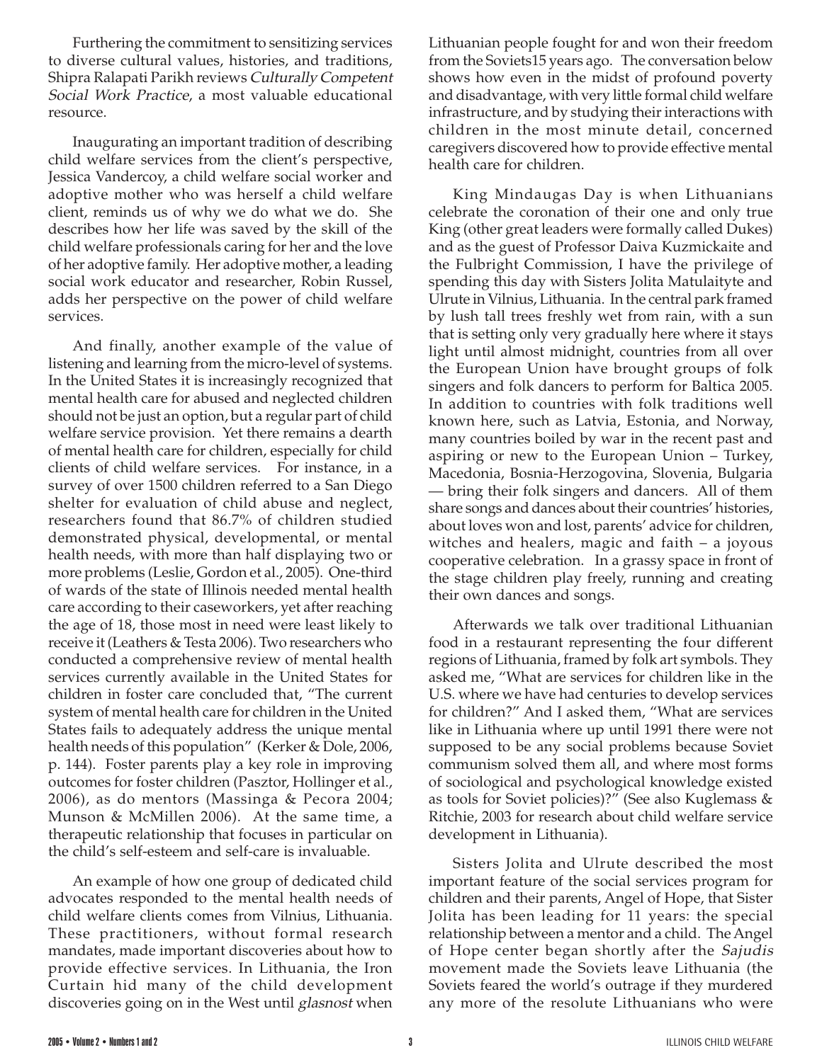Furthering the commitment to sensitizing services to diverse cultural values, histories, and traditions, Shipra Ralapati Parikh reviews *Culturally Competent Social Work Practice*, a most valuable educational resource.

Inaugurating an important tradition of describing child welfare services from the client's perspective, Jessica Vandercoy, a child welfare social worker and adoptive mother who was herself a child welfare client, reminds us of why we do what we do. She describes how her life was saved by the skill of the child welfare professionals caring for her and the love of her adoptive family. Her adoptive mother, a leading social work educator and researcher, Robin Russel, adds her perspective on the power of child welfare services.

And finally, another example of the value of listening and learning from the micro-level of systems. In the United States it is increasingly recognized that mental health care for abused and neglected children should not be just an option, but a regular part of child welfare service provision. Yet there remains a dearth of mental health care for children, especially for child clients of child welfare services. For instance, in a survey of over 1500 children referred to a San Diego shelter for evaluation of child abuse and neglect, researchers found that 86.7% of children studied demonstrated physical, developmental, or mental health needs, with more than half displaying two or more problems (Leslie, Gordon et al., 2005). One-third of wards of the state of Illinois needed mental health care according to their caseworkers, yet after reaching the age of 18, those most in need were least likely to receive it (Leathers & Testa 2006). Two researchers who conducted a comprehensive review of mental health services currently available in the United States for children in foster care concluded that, "The current system of mental health care for children in the United States fails to adequately address the unique mental health needs of this population" (Kerker & Dole, 2006, p. 144). Foster parents play a key role in improving outcomes for foster children (Pasztor, Hollinger et al., 2006), as do mentors (Massinga & Pecora 2004; Munson & McMillen 2006). At the same time, a therapeutic relationship that focuses in particular on the child's self-esteem and self-care is invaluable.

An example of how one group of dedicated child advocates responded to the mental health needs of child welfare clients comes from Vilnius, Lithuania. These practitioners, without formal research mandates, made important discoveries about how to provide effective services. In Lithuania, the Iron Curtain hid many of the child development discoveries going on in the West until *glasnost* when Lithuanian people fought for and won their freedom from the Soviets15 years ago. The conversation below shows how even in the midst of profound poverty and disadvantage, with very little formal child welfare infrastructure, and by studying their interactions with children in the most minute detail, concerned caregivers discovered how to provide effective mental health care for children.

King Mindaugas Day is when Lithuanians celebrate the coronation of their one and only true King (other great leaders were formally called Dukes) and as the guest of Professor Daiva Kuzmickaite and the Fulbright Commission, I have the privilege of spending this day with Sisters Jolita Matulaityte and Ulrute in Vilnius, Lithuania. In the central park framed by lush tall trees freshly wet from rain, with a sun that is setting only very gradually here where it stays light until almost midnight, countries from all over the European Union have brought groups of folk singers and folk dancers to perform for Baltica 2005. In addition to countries with folk traditions well known here, such as Latvia, Estonia, and Norway, many countries boiled by war in the recent past and aspiring or new to the European Union – Turkey, Macedonia, Bosnia-Herzogovina, Slovenia, Bulgaria — bring their folk singers and dancers. All of them share songs and dances about their countries' histories, about loves won and lost, parents' advice for children, witches and healers, magic and faith – a joyous cooperative celebration. In a grassy space in front of the stage children play freely, running and creating their own dances and songs.

Afterwards we talk over traditional Lithuanian food in a restaurant representing the four different regions of Lithuania, framed by folk art symbols. They asked me, "What are services for children like in the U.S. where we have had centuries to develop services for children?" And I asked them, "What are services like in Lithuania where up until 1991 there were not supposed to be any social problems because Soviet communism solved them all, and where most forms of sociological and psychological knowledge existed as tools for Soviet policies)?" (See also Kuglemass & Ritchie, 2003 for research about child welfare service development in Lithuania).

Sisters Jolita and Ulrute described the most important feature of the social services program for children and their parents, Angel of Hope, that Sister Jolita has been leading for 11 years: the special relationship between a mentor and a child. The Angel of Hope center began shortly after the *Sajudis* movement made the Soviets leave Lithuania (the Soviets feared the world's outrage if they murdered any more of the resolute Lithuanians who were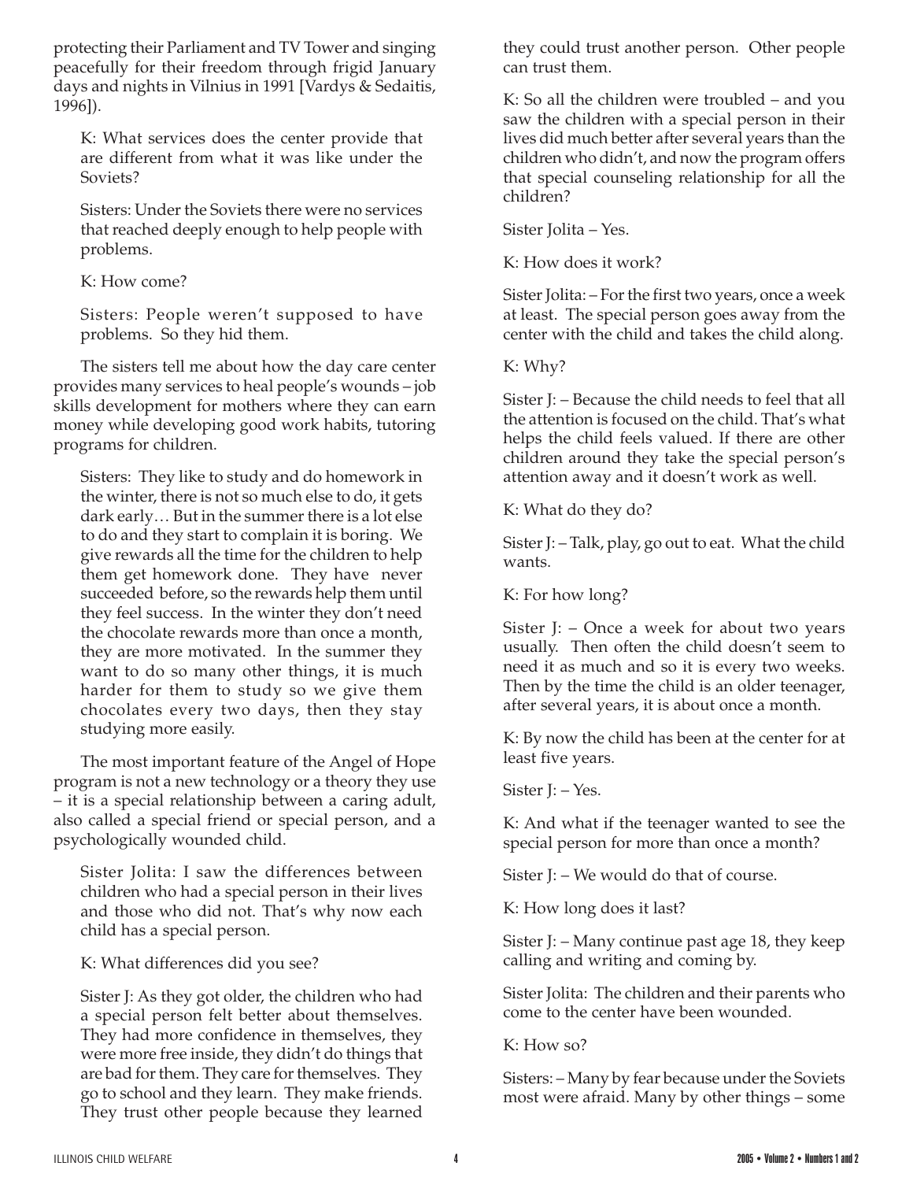protecting their Parliament and TV Tower and singing peacefully for their freedom through frigid January days and nights in Vilnius in 1991 [Vardys & Sedaitis, 1996]).

K: What services does the center provide that are different from what it was like under the Soviets?

Sisters: Under the Soviets there were no services that reached deeply enough to help people with problems.

K: How come?

Sisters: People weren't supposed to have problems. So they hid them.

The sisters tell me about how the day care center provides many services to heal people's wounds – job skills development for mothers where they can earn money while developing good work habits, tutoring programs for children.

Sisters: They like to study and do homework in the winter, there is not so much else to do, it gets dark early… But in the summer there is a lot else to do and they start to complain it is boring. We give rewards all the time for the children to help them get homework done. They have never succeeded before, so the rewards help them until they feel success. In the winter they don't need the chocolate rewards more than once a month, they are more motivated. In the summer they want to do so many other things, it is much harder for them to study so we give them chocolates every two days, then they stay studying more easily.

The most important feature of the Angel of Hope program is not a new technology or a theory they use – it is a special relationship between a caring adult, also called a special friend or special person, and a psychologically wounded child.

Sister Jolita: I saw the differences between children who had a special person in their lives and those who did not. That's why now each child has a special person.

K: What differences did you see?

Sister J: As they got older, the children who had a special person felt better about themselves. They had more confidence in themselves, they were more free inside, they didn't do things that are bad for them. They care for themselves. They go to school and they learn. They make friends. They trust other people because they learned they could trust another person. Other people can trust them.

K: So all the children were troubled – and you saw the children with a special person in their lives did much better after several years than the children who didn't, and now the program offers that special counseling relationship for all the children?

Sister Jolita – Yes.

K: How does it work?

Sister Jolita: – For the first two years, once a week at least. The special person goes away from the center with the child and takes the child along.

K: Why?

Sister J: – Because the child needs to feel that all the attention is focused on the child. That's what helps the child feels valued. If there are other children around they take the special person's attention away and it doesn't work as well.

K: What do they do?

Sister J: – Talk, play, go out to eat. What the child wants.

K: For how long?

Sister J: – Once a week for about two years usually. Then often the child doesn't seem to need it as much and so it is every two weeks. Then by the time the child is an older teenager, after several years, it is about once a month.

K: By now the child has been at the center for at least five years.

Sister J: – Yes.

K: And what if the teenager wanted to see the special person for more than once a month?

Sister J: – We would do that of course.

K: How long does it last?

Sister J: – Many continue past age 18, they keep calling and writing and coming by.

Sister Jolita: The children and their parents who come to the center have been wounded.

K: How so?

Sisters: – Many by fear because under the Soviets most were afraid. Many by other things – some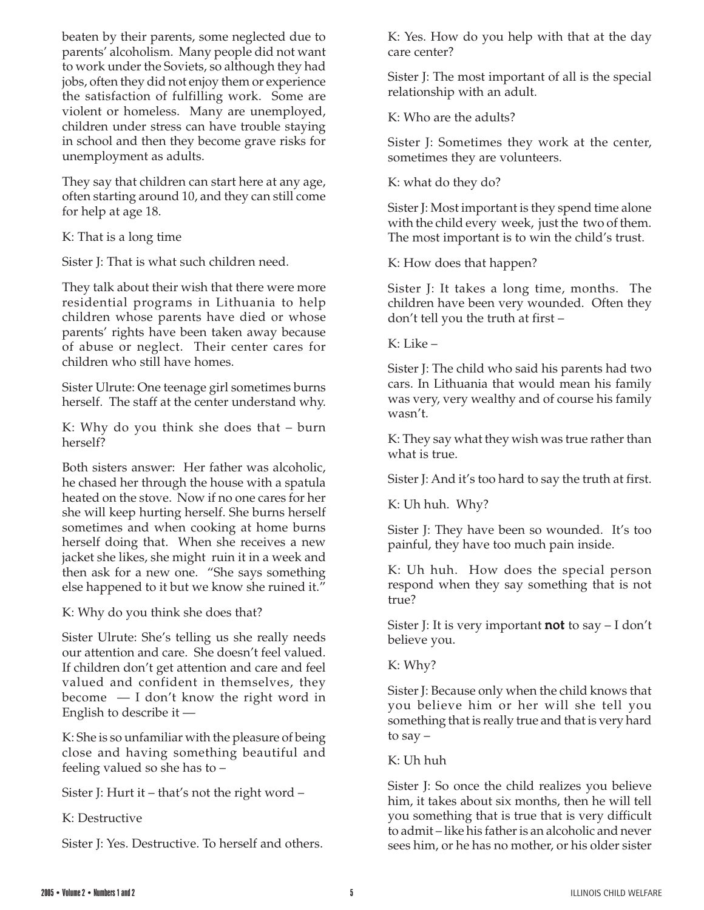beaten by their parents, some neglected due to parents' alcoholism. Many people did not want to work under the Soviets, so although they had jobs, often they did not enjoy them or experience the satisfaction of fulfilling work. Some are violent or homeless. Many are unemployed, children under stress can have trouble staying in school and then they become grave risks for unemployment as adults.

They say that children can start here at any age, often starting around 10, and they can still come for help at age 18.

K: That is a long time

Sister J: That is what such children need.

They talk about their wish that there were more residential programs in Lithuania to help children whose parents have died or whose parents' rights have been taken away because of abuse or neglect. Their center cares for children who still have homes.

Sister Ulrute: One teenage girl sometimes burns herself. The staff at the center understand why.

K: Why do you think she does that – burn herself?

Both sisters answer: Her father was alcoholic, he chased her through the house with a spatula heated on the stove. Now if no one cares for her she will keep hurting herself. She burns herself sometimes and when cooking at home burns herself doing that. When she receives a new jacket she likes, she might ruin it in a week and then ask for a new one. "She says something else happened to it but we know she ruined it."

K: Why do you think she does that?

Sister Ulrute: She's telling us she really needs our attention and care. She doesn't feel valued. If children don't get attention and care and feel valued and confident in themselves, they become — I don't know the right word in English to describe it —

K: She is so unfamiliar with the pleasure of being close and having something beautiful and feeling valued so she has to –

Sister J: Hurt it – that's not the right word –

K: Destructive

Sister J: Yes. Destructive. To herself and others.

K: Yes. How do you help with that at the day care center?

Sister J: The most important of all is the special relationship with an adult.

K: Who are the adults?

Sister J: Sometimes they work at the center, sometimes they are volunteers.

K: what do they do?

Sister J: Most important is they spend time alone with the child every week, just the two of them. The most important is to win the child's trust.

K: How does that happen?

Sister J: It takes a long time, months. The children have been very wounded. Often they don't tell you the truth at first –

K: Like –

Sister J: The child who said his parents had two cars. In Lithuania that would mean his family was very, very wealthy and of course his family wasn't.

K: They say what they wish was true rather than what is true.

Sister J: And it's too hard to say the truth at first.

K: Uh huh. Why?

Sister J: They have been so wounded. It's too painful, they have too much pain inside.

K: Uh huh. How does the special person respond when they say something that is not true?

Sister J: It is very important **not** to say – I don't believe you.

K: Why?

Sister J: Because only when the child knows that you believe him or her will she tell you something that is really true and that is very hard to say –

K: Uh huh

Sister J: So once the child realizes you believe him, it takes about six months, then he will tell you something that is true that is very difficult to admit – like his father is an alcoholic and never sees him, or he has no mother, or his older sister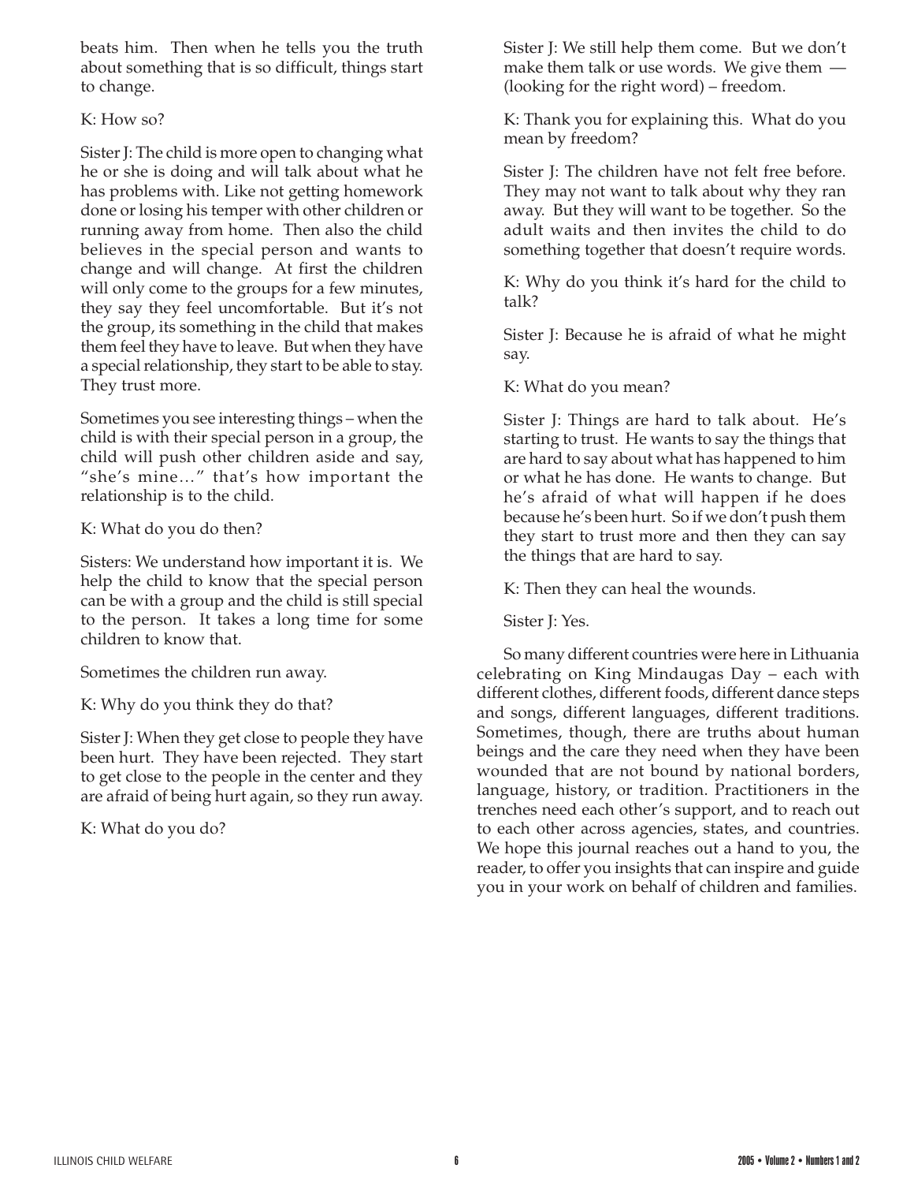beats him. Then when he tells you the truth about something that is so difficult, things start to change.

K: How so?

Sister J: The child is more open to changing what he or she is doing and will talk about what he has problems with. Like not getting homework done or losing his temper with other children or running away from home. Then also the child believes in the special person and wants to change and will change. At first the children will only come to the groups for a few minutes, they say they feel uncomfortable. But it's not the group, its something in the child that makes them feel they have to leave. But when they have a special relationship, they start to be able to stay. They trust more.

Sometimes you see interesting things – when the child is with their special person in a group, the child will push other children aside and say, "she's mine..." that's how important the relationship is to the child.

K: What do you do then?

Sisters: We understand how important it is. We help the child to know that the special person can be with a group and the child is still special to the person. It takes a long time for some children to know that.

Sometimes the children run away.

K: Why do you think they do that?

Sister J: When they get close to people they have been hurt. They have been rejected. They start to get close to the people in the center and they are afraid of being hurt again, so they run away.

K: What do you do?

Sister J: We still help them come. But we don't make them talk or use words. We give them — (looking for the right word) – freedom.

K: Thank you for explaining this. What do you mean by freedom?

Sister J: The children have not felt free before. They may not want to talk about why they ran away. But they will want to be together. So the adult waits and then invites the child to do something together that doesn't require words.

K: Why do you think it's hard for the child to talk?

Sister J: Because he is afraid of what he might say.

K: What do you mean?

Sister J: Things are hard to talk about. He's starting to trust. He wants to say the things that are hard to say about what has happened to him or what he has done. He wants to change. But he's afraid of what will happen if he does because he's been hurt. So if we don't push them they start to trust more and then they can say the things that are hard to say.

K: Then they can heal the wounds.

Sister J: Yes.

So many different countries were here in Lithuania celebrating on King Mindaugas Day – each with different clothes, different foods, different dance steps and songs, different languages, different traditions. Sometimes, though, there are truths about human beings and the care they need when they have been wounded that are not bound by national borders, language, history, or tradition. Practitioners in the trenches need each other's support, and to reach out to each other across agencies, states, and countries. We hope this journal reaches out a hand to you, the reader, to offer you insights that can inspire and guide you in your work on behalf of children and families.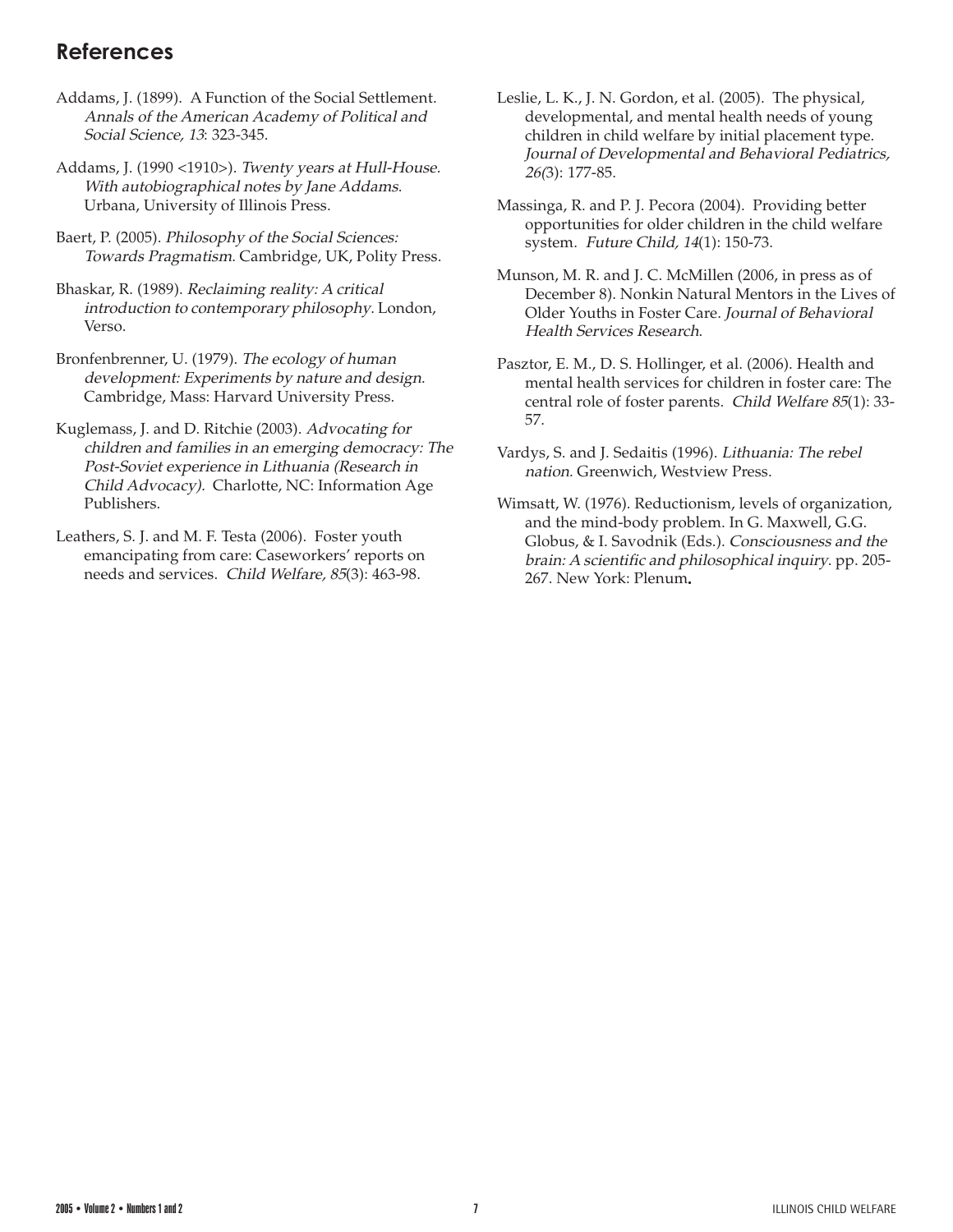## References

Addams, J. (1899). A Function of the Social Settlement. *Annals of the American Academy of Political and Social Science, 13*: 323-345.

Addams, J. (1990 <1910>). *Twenty years at Hull-House. With autobiographical notes by Jane Addams*. Urbana, University of Illinois Press.

Baert, P. (2005). *Philosophy of the Social Sciences: Towards Pragmatism*. Cambridge, UK, Polity Press.

Bhaskar, R. (1989). *Reclaiming reality: A critical introduction to contemporary philosophy*. London, Verso.

Bronfenbrenner, U. (1979). *The ecology of human development: Experiments by nature and design.* Cambridge, Mass: Harvard University Press.

Kuglemass, J. and D. Ritchie (2003). *Advocating for children and families in an emerging democracy: The Post-Soviet experience in Lithuania (Research in Child Advocacy).* Charlotte, NC: Information Age Publishers.

Leathers, S. J. and M. F. Testa (2006). Foster youth emancipating from care: Caseworkers' reports on needs and services. *Child Welfare, 85*(3): 463-98.

Leslie, L. K., J. N. Gordon, et al. (2005). The physical, developmental, and mental health needs of young children in child welfare by initial placement type. *Journal of Developmental and Behavioral Pediatrics, 26(*3): 177-85.

Massinga, R. and P. J. Pecora (2004). Providing better opportunities for older children in the child welfare system. *Future Child, 14*(1): 150-73.

Munson, M. R. and J. C. McMillen (2006, in press as of December 8). Nonkin Natural Mentors in the Lives of Older Youths in Foster Care. *Journal of Behavioral Health Services Research*.

Pasztor, E. M., D. S. Hollinger, et al. (2006). Health and mental health services for children in foster care: The central role of foster parents. *Child Welfare 85*(1): 33-57.

Vardys, S. and J. Sedaitis (1996). *Lithuania: The rebel nation*. Greenwich, Westview Press.

Wimsatt, W. (1976). Reductionism, levels of organization, and the mind-body problem. In G. Maxwell, G.G. Globus, & I. Savodnik (Eds.). *Consciousness and the brain: A scientific and philosophical inquiry*. pp. 205-267. New York: Plenum**.**